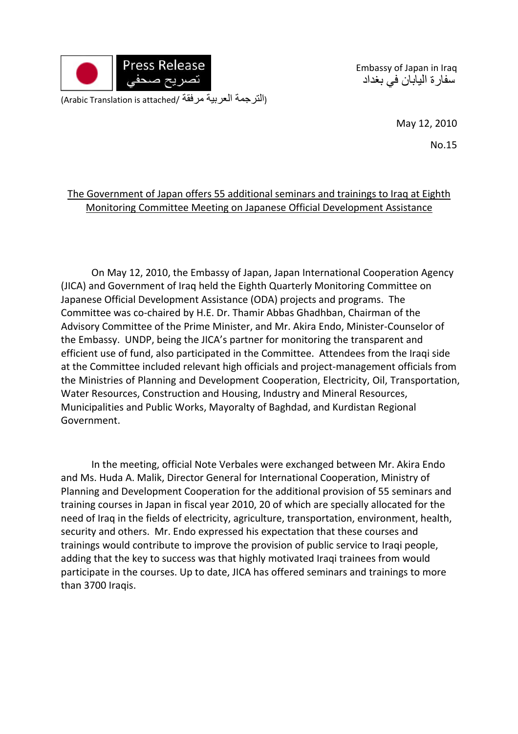Press Release
تصريح صحفي

(Arabic Translation is attached/ الترجمة العربية مرفقة)

Embassy of Japan in Iraq
سفارة اليابان في بغداد

May 12, 2010

No.15

## The Government of Japan offers 55 additional seminars and trainings to Iraq at Eighth Monitoring Committee Meeting on Japanese Official Development Assistance

On May 12, 2010, the Embassy of Japan, Japan International Cooperation Agency (JICA) and Government of Iraq held the Eighth Quarterly Monitoring Committee on Japanese Official Development Assistance (ODA) projects and programs. The Committee was co-chaired by H.E. Dr. Thamir Abbas Ghadhban, Chairman of the Advisory Committee of the Prime Minister, and Mr. Akira Endo, Minister-Counselor of the Embassy. UNDP, being the JICA's partner for monitoring the transparent and efficient use of fund, also participated in the Committee. Attendees from the Iraqi side at the Committee included relevant high officials and project-management officials from the Ministries of Planning and Development Cooperation, Electricity, Oil, Transportation, Water Resources, Construction and Housing, Industry and Mineral Resources, Municipalities and Public Works, Mayoralty of Baghdad, and Kurdistan Regional Government.

In the meeting, official Note Verbales were exchanged between Mr. Akira Endo and Ms. Huda A. Malik, Director General for International Cooperation, Ministry of Planning and Development Cooperation for the additional provision of 55 seminars and training courses in Japan in fiscal year 2010, 20 of which are specially allocated for the need of Iraq in the fields of electricity, agriculture, transportation, environment, health, security and others. Mr. Endo expressed his expectation that these courses and trainings would contribute to improve the provision of public service to Iraqi people, adding that the key to success was that highly motivated Iraqi trainees from would participate in the courses. Up to date, JICA has offered seminars and trainings to more than 3700 Iraqis.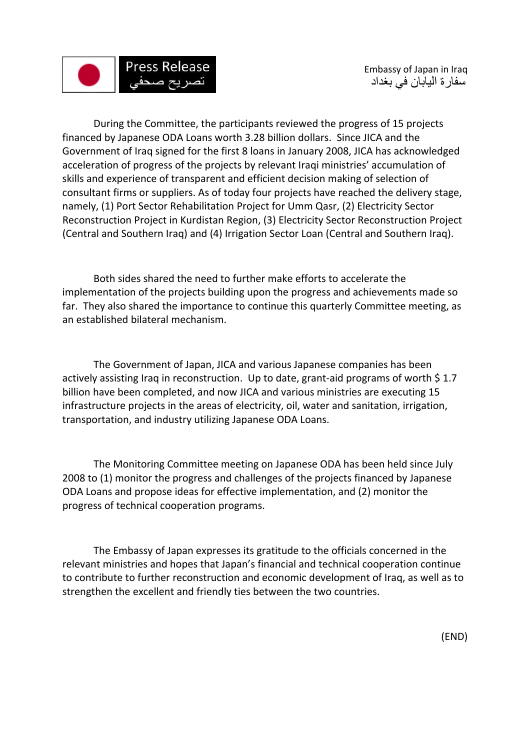During the Committee, the participants reviewed the progress of 15 projects financed by Japanese ODA Loans worth 3.28 billion dollars. Since JICA and the Government of Iraq signed for the first 8 loans in January 2008, JICA has acknowledged acceleration of progress of the projects by relevant Iraqi ministries' accumulation of skills and experience of transparent and efficient decision making of selection of consultant firms or suppliers. As of today four projects have reached the delivery stage, namely, (1) Port Sector Rehabilitation Project for Umm Qasr, (2) Electricity Sector Reconstruction Project in Kurdistan Region, (3) Electricity Sector Reconstruction Project (Central and Southern Iraq) and (4) Irrigation Sector Loan (Central and Southern Iraq).

Both sides shared the need to further make efforts to accelerate the implementation of the projects building upon the progress and achievements made so far. They also shared the importance to continue this quarterly Committee meeting, as an established bilateral mechanism.

The Government of Japan, JICA and various Japanese companies has been actively assisting Iraq in reconstruction. Up to date, grant-aid programs of worth $ 1.7 billion have been completed, and now JICA and various ministries are executing 15 infrastructure projects in the areas of electricity, oil, water and sanitation, irrigation, transportation, and industry utilizing Japanese ODA Loans.

The Monitoring Committee meeting on Japanese ODA has been held since July 2008 to (1) monitor the progress and challenges of the projects financed by Japanese ODA Loans and propose ideas for effective implementation, and (2) monitor the progress of technical cooperation programs.

The Embassy of Japan expresses its gratitude to the officials concerned in the relevant ministries and hopes that Japan's financial and technical cooperation continue to contribute to further reconstruction and economic development of Iraq, as well as to strengthen the excellent and friendly ties between the two countries.

(END)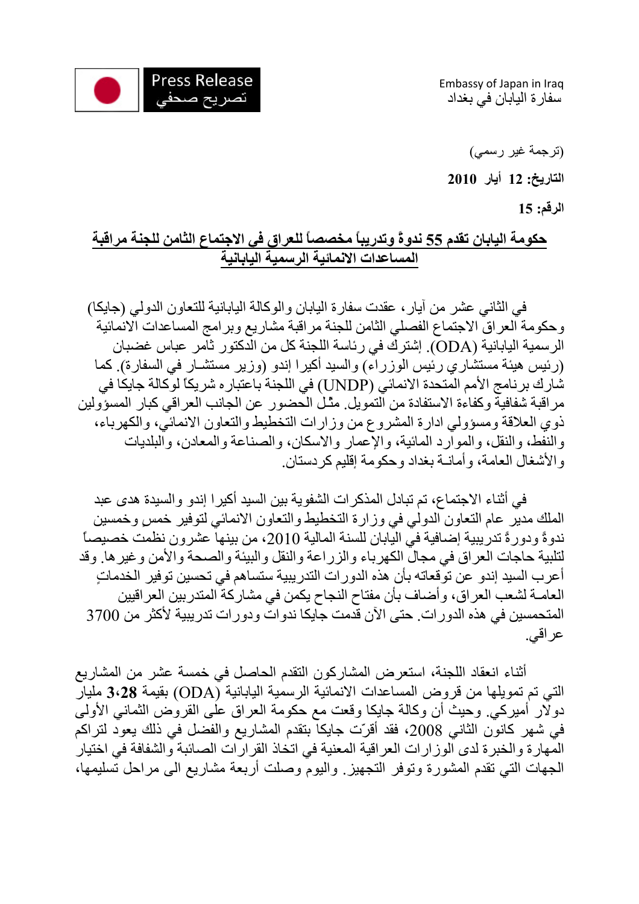Press Release
تصريح صحفي

Embassy of Japan in Iraq
سفارة اليابان في بغداد

(ترجمة غير رسمي)

**التاريخ: 12 أيار 2010**

**الرقم: 15**

## حكومة اليابان تقدم 55 ندوةً وتدريباً مخصصاً للعراق في الاجتماع الثامن للجنة مراقبة المساعدات الانمائية الرسمية اليابانية

في الثاني عشر من آيار، عقدت سفارة اليابان والوكالة اليابانية للتعاون الدولي (جايكا) وحكومة العراق الاجتماع الفصلي الثامن للجنة مراقبة مشاريع وبرامج المساعدات الانمائية الرسمية اليابانية (ODA). إشترك في رئاسة اللجنة كل من الدكتور ثامر عباس غضبان (رئيس هيئة مستشاري رئيس الوزراء) والسيد أكيرا إندو (وزير مستشـار في السفارة). كما شارك برنامج الأمم المتحدة الانمائي (UNDP) في اللجنة باعتباره شريكاً لوكالة جايكا في مراقبة شفافية وكفاءة الاستفادة من التمويل. مثّل الحضور عن الجانب العراقي كبار المسؤولين ذوي العلاقة ومسؤولي ادارة المشروع من وزارات التخطيط والتعاون الانمائي، والكهرباء، والنفط، والنقل، والموارد المائية، والإعمار والاسكان، والصناعة والمعادن، والبلديات والأشغال العامة، وأمانـة بغداد وحكومة إقليم كردستان.

في أثناء الاجتماع، تم تبادل المذكرات الشفوية بين السيد أكيرا إندو والسيدة هدى عبد الملك مدير عام التعاون الدولي في وزارة التخطيط والتعاون الانمائي لتوفير خمسٍ وخمسين ندوةً ودورةً تدريبية إضافية في اليابان للسنة المالية 2010، من بينها عشرون نظمت خصيصاً لتلبية حاجات العراق في مجال الكهرباء والزراعة والنقل والبيئة والصحة والأمن وغيرها. وقد أعرب السيد إندو عن توقعاته بأن هذه الدورات التدريبية ستساهم في تحسين توفير الخدماتٍ العامـة لشعب العراق، وأضاف بأن مفتاح النجاح يكمن في مشاركة المتدربين العراقيين المتحمسين في هذه الدورات. حتى الآن قدمت جايكا ندوات ودورات تدريبية لأكثر من 3700 عراقي.

أثناء انعقاد اللجنة، استعرض المشاركون التقدم الحاصل في خمسة عشر من المشاريع التي تم تمويلها من قروض المساعدات الانمائية الرسمية اليابانية (ODA) بقيمة **3،28** مليار دولار أميركي. وحيث أن وكالة جايكا وقعت مع حكومة العراق على القروض الثماني الأولى في شهر كانون الثاني 2008، فقد أقرّت جايكا بتقدم المشاريع والفضل في ذلك يعود لتراكم المهارة والخبرة لدى الوزارات العراقية المعنية في اتخاذ القرارات الصائبة والشفافة في اختيار الجهات التي تقدم المشورة وتوفر التجهيز. واليوم وصلت أربعة مشاريع الى مراحل تسليمها،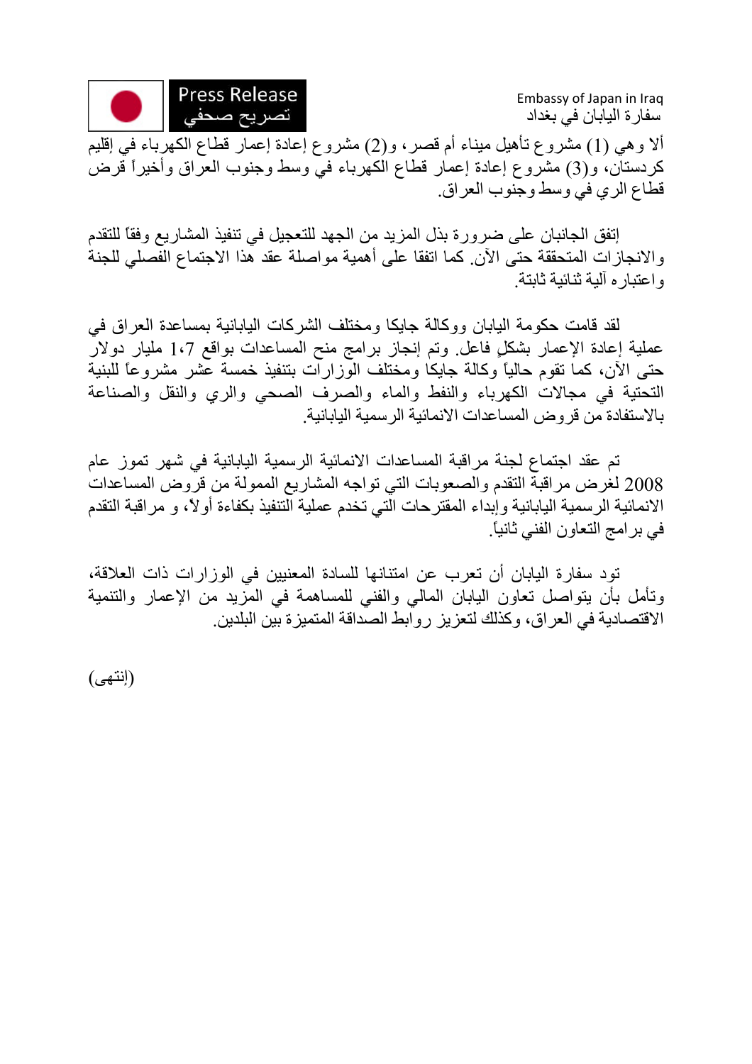ألا وهي (1) مشروع تأهيل ميناء أم قصر، و(2) مشروع إعادة إعمار قطاع الكهرباء في إقليم كردستان، و(3) مشروع إعادة إعمار قطاع الكهرباء في وسط وجنوب العراق وأخيراً قرض قطاع الري في وسط وجنوب العراق.

إتفق الجانبان على ضرورة بذل المزيد من الجهد للتعجيل في تنفيذ المشاريع وفقاً للتقدم والانجازات المتحققة حتى الآن. كما اتفقا على أهمية مواصلة عقد هذا الاجتماع الفصلي للجنة واعتباره آلية ثنائية ثابتة.

لقد قامت حكومة اليابان ووكالة جايكا ومختلف الشركات اليابانية بمساعدة العراق في عملية إعادة الإعمار بشكلٍ فاعل. وتم إنجاز برامج منح المساعدات بواقع 1،7 مليار دولار حتى الآن، كما تقوم حالياً وكالة جايكا ومختلف الوزارات بتنفيذ خمسة عشر مشروعاً للبنية التحتية في مجالات الكهرباء والنفط والماء والصرف الصحي والري والنقل والصناعة بالاستفادة من قروض المساعدات الانمائية الرسمية اليابانية.

تم عقد اجتماع لجنة مراقبة المساعدات الانمائية الرسمية اليابانية في شهر تموز عام 2008 لغرض مراقبة التقدم والصعوبات التي تواجه المشاريع الممولة من قروض المساعدات الانمائية الرسمية اليابانية وإبداء المقترحات التي تخدم عملية التنفيذ بكفاءة أولاً، و مراقبة التقدم في برامج التعاون الفني ثانياً.

تود سفارة اليابان أن تعرب عن امتنانها للسادة المعنيين في الوزارات ذات العلاقة، وتأمل بأن يتواصل تعاون اليابان المالي والفني للمساهمة في المزيد من الإعمار والتنمية الاقتصادية في العراق، وكذلك لتعزيز روابط الصداقة المتميزة بين البلدين.

(إنتهى)